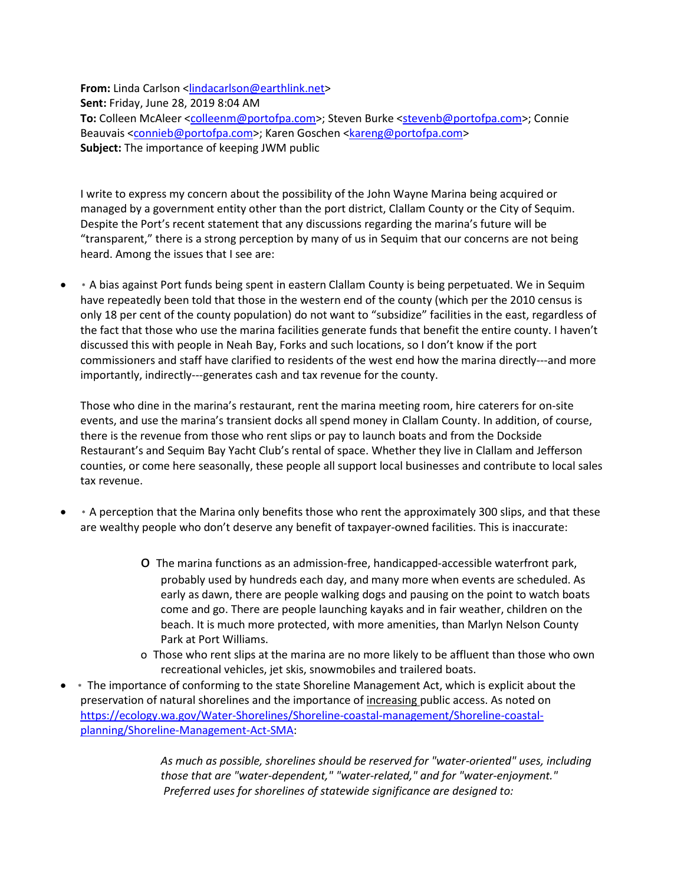**From:** Linda Carlson <lindacarlson@earthlink.net>
**Sent:** Friday, June 28, 2019 8:04 AM
**To:** Colleen McAleer <colleenm@portofpa.com>; Steven Burke <stevenb@portofpa.com>; Connie Beauvais <connieb@portofpa.com>; Karen Goschen <kareng@portofpa.com>
**Subject:** The importance of keeping JWM public

I write to express my concern about the possibility of the John Wayne Marina being acquired or managed by a government entity other than the port district, Clallam County or the City of Sequim. Despite the Port's recent statement that any discussions regarding the marina's future will be "transparent," there is a strong perception by many of us in Sequim that our concerns are not being heard. Among the issues that I see are:

- * A bias against Port funds being spent in eastern Clallam County is being perpetuated. We in Sequim have repeatedly been told that those in the western end of the county (which per the 2010 census is only 18 per cent of the county population) do not want to "subsidize" facilities in the east, regardless of the fact that those who use the marina facilities generate funds that benefit the entire county. I haven't discussed this with people in Neah Bay, Forks and such locations, so I don't know if the port commissioners and staff have clarified to residents of the west end how the marina directly---and more importantly, indirectly---generates cash and tax revenue for the county.

  Those who dine in the marina's restaurant, rent the marina meeting room, hire caterers for on-site events, and use the marina's transient docks all spend money in Clallam County. In addition, of course, there is the revenue from those who rent slips or pay to launch boats and from the Dockside Restaurant's and Sequim Bay Yacht Club's rental of space. Whether they live in Clallam and Jefferson counties, or come here seasonally, these people all support local businesses and contribute to local sales tax revenue.

- * A perception that the Marina only benefits those who rent the approximately 300 slips, and that these are wealthy people who don't deserve any benefit of taxpayer-owned facilities. This is inaccurate:
  - The marina functions as an admission-free, handicapped-accessible waterfront park, probably used by hundreds each day, and many more when events are scheduled. As early as dawn, there are people walking dogs and pausing on the point to watch boats come and go. There are people launching kayaks and in fair weather, children on the beach. It is much more protected, with more amenities, than Marlyn Nelson County Park at Port Williams.
  - Those who rent slips at the marina are no more likely to be affluent than those who own recreational vehicles, jet skis, snowmobiles and trailered boats.
- * The importance of conforming to the state Shoreline Management Act, which is explicit about the preservation of natural shorelines and the importance of increasing public access. As noted on https://ecology.wa.gov/Water-Shorelines/Shoreline-coastal-management/Shoreline-coastal-planning/Shoreline-Management-Act-SMA:

  > *As much as possible, shorelines should be reserved for "water-oriented" uses, including those that are "water-dependent," "water-related," and for "water-enjoyment." Preferred uses for shorelines of statewide significance are designed to:*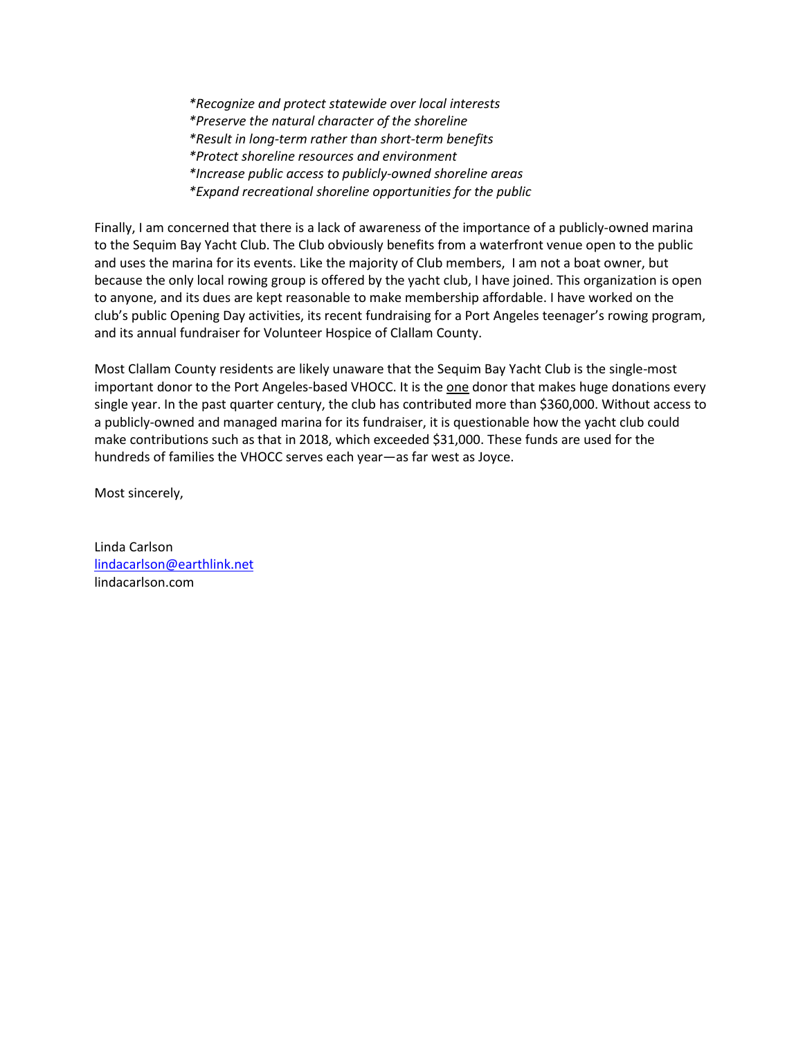*\*Recognize and protect statewide over local interests*
*\*Preserve the natural character of the shoreline*
*\*Result in long-term rather than short-term benefits*
*\*Protect shoreline resources and environment*
*\*Increase public access to publicly-owned shoreline areas*
*\*Expand recreational shoreline opportunities for the public*

Finally, I am concerned that there is a lack of awareness of the importance of a publicly-owned marina to the Sequim Bay Yacht Club. The Club obviously benefits from a waterfront venue open to the public and uses the marina for its events. Like the majority of Club members, I am not a boat owner, but because the only local rowing group is offered by the yacht club, I have joined. This organization is open to anyone, and its dues are kept reasonable to make membership affordable. I have worked on the club's public Opening Day activities, its recent fundraising for a Port Angeles teenager's rowing program, and its annual fundraiser for Volunteer Hospice of Clallam County.

Most Clallam County residents are likely unaware that the Sequim Bay Yacht Club is the single-most important donor to the Port Angeles-based VHOCC. It is the <u>one</u> donor that makes huge donations every single year. In the past quarter century, the club has contributed more than $360,000. Without access to a publicly-owned and managed marina for its fundraiser, it is questionable how the yacht club could make contributions such as that in 2018, which exceeded $31,000. These funds are used for the hundreds of families the VHOCC serves each year—as far west as Joyce.

Most sincerely,

Linda Carlson
lindacarlson@earthlink.net
lindacarlson.com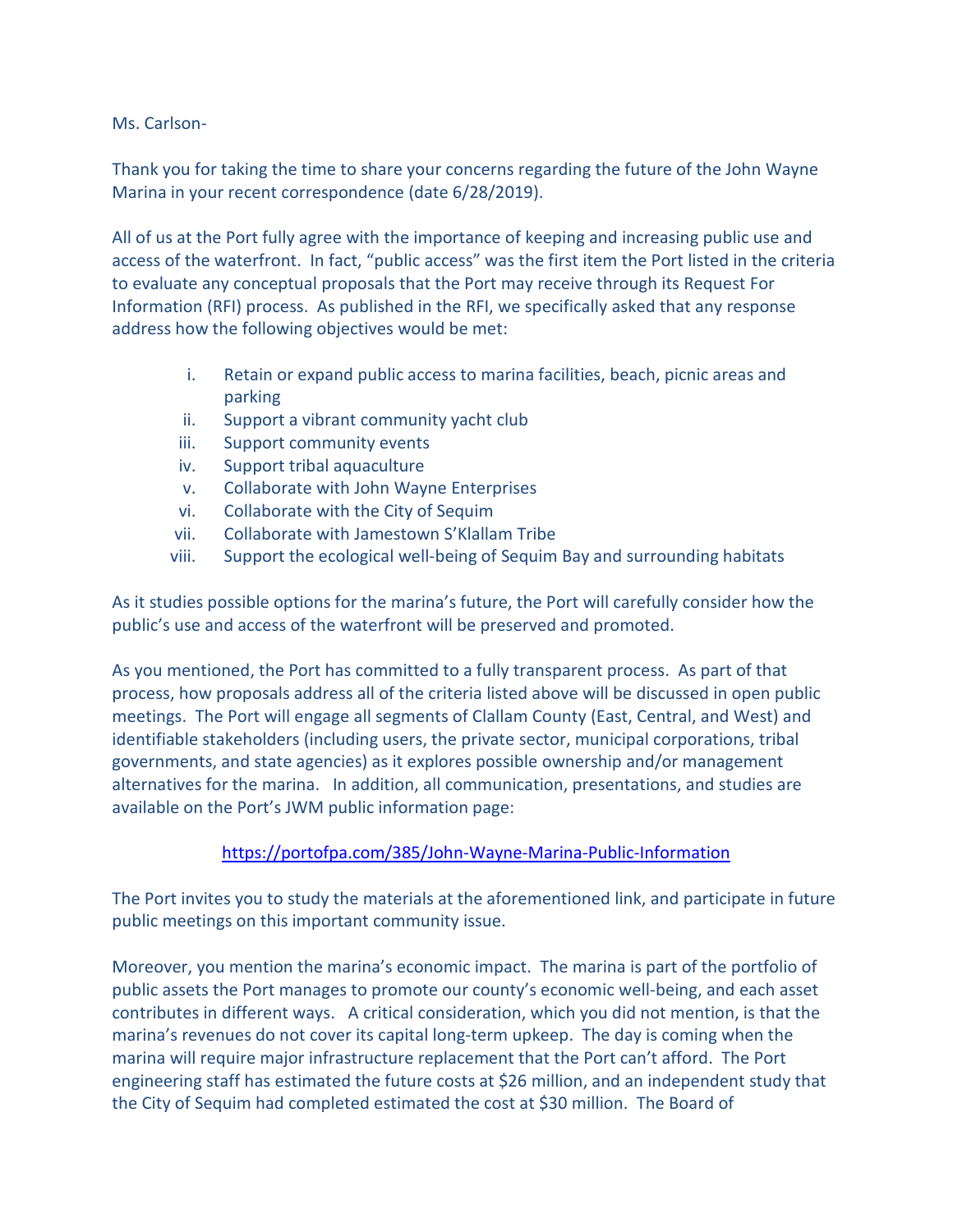Ms. Carlson-

Thank you for taking the time to share your concerns regarding the future of the John Wayne Marina in your recent correspondence (date 6/28/2019).

All of us at the Port fully agree with the importance of keeping and increasing public use and access of the waterfront. In fact, "public access" was the first item the Port listed in the criteria to evaluate any conceptual proposals that the Port may receive through its Request For Information (RFI) process. As published in the RFI, we specifically asked that any response address how the following objectives would be met:

i. Retain or expand public access to marina facilities, beach, picnic areas and parking
ii. Support a vibrant community yacht club
iii. Support community events
iv. Support tribal aquaculture
v. Collaborate with John Wayne Enterprises
vi. Collaborate with the City of Sequim
vii. Collaborate with Jamestown S'Klallam Tribe
viii. Support the ecological well-being of Sequim Bay and surrounding habitats

As it studies possible options for the marina's future, the Port will carefully consider how the public's use and access of the waterfront will be preserved and promoted.

As you mentioned, the Port has committed to a fully transparent process. As part of that process, how proposals address all of the criteria listed above will be discussed in open public meetings. The Port will engage all segments of Clallam County (East, Central, and West) and identifiable stakeholders (including users, the private sector, municipal corporations, tribal governments, and state agencies) as it explores possible ownership and/or management alternatives for the marina. In addition, all communication, presentations, and studies are available on the Port's JWM public information page:

https://portofpa.com/385/John-Wayne-Marina-Public-Information

The Port invites you to study the materials at the aforementioned link, and participate in future public meetings on this important community issue.

Moreover, you mention the marina's economic impact. The marina is part of the portfolio of public assets the Port manages to promote our county's economic well-being, and each asset contributes in different ways. A critical consideration, which you did not mention, is that the marina's revenues do not cover its capital long-term upkeep. The day is coming when the marina will require major infrastructure replacement that the Port can't afford. The Port engineering staff has estimated the future costs at $26 million, and an independent study that the City of Sequim had completed estimated the cost at $30 million. The Board of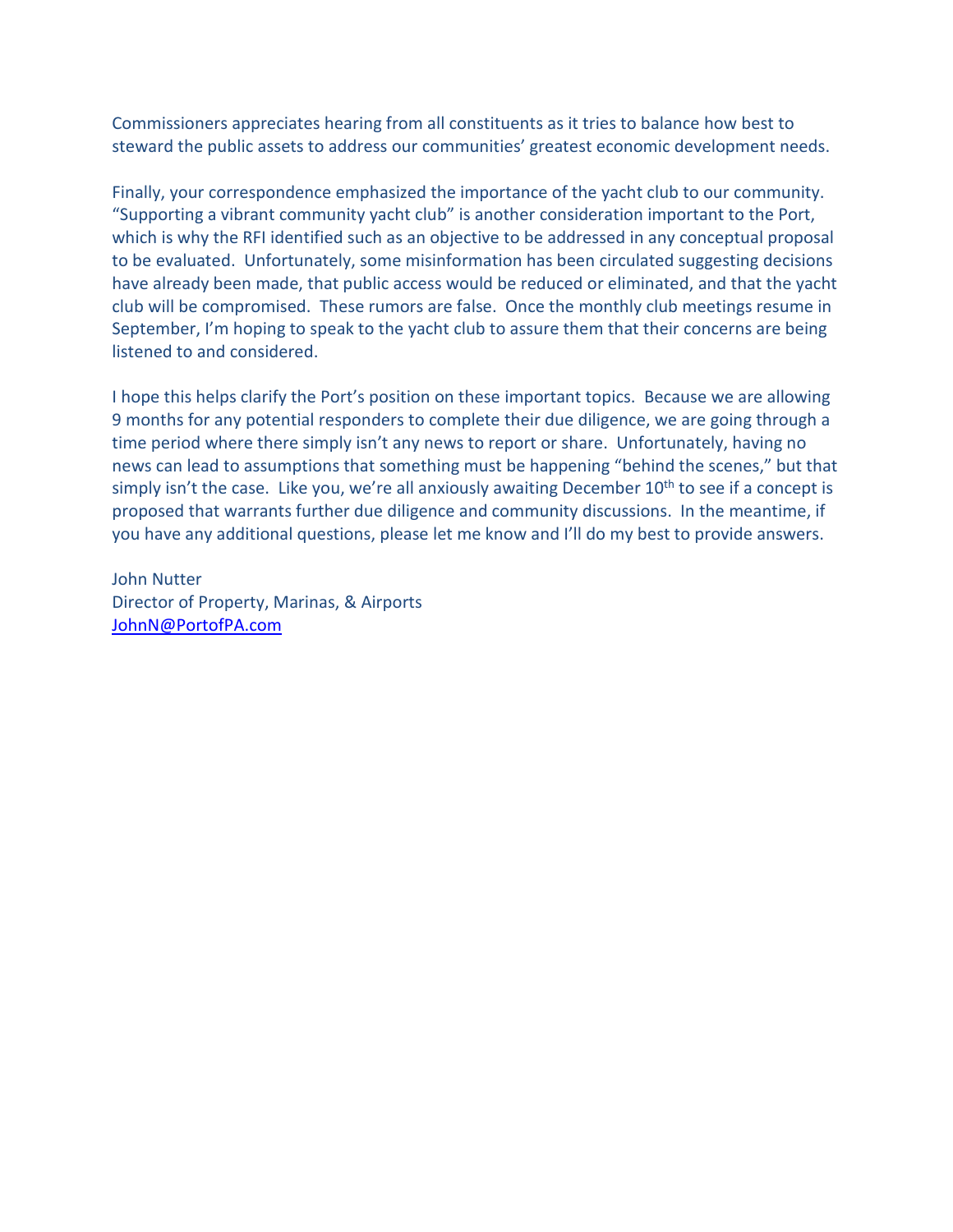Commissioners appreciates hearing from all constituents as it tries to balance how best to steward the public assets to address our communities' greatest economic development needs.

Finally, your correspondence emphasized the importance of the yacht club to our community. "Supporting a vibrant community yacht club" is another consideration important to the Port, which is why the RFI identified such as an objective to be addressed in any conceptual proposal to be evaluated. Unfortunately, some misinformation has been circulated suggesting decisions have already been made, that public access would be reduced or eliminated, and that the yacht club will be compromised. These rumors are false. Once the monthly club meetings resume in September, I'm hoping to speak to the yacht club to assure them that their concerns are being listened to and considered.

I hope this helps clarify the Port's position on these important topics. Because we are allowing 9 months for any potential responders to complete their due diligence, we are going through a time period where there simply isn't any news to report or share. Unfortunately, having no news can lead to assumptions that something must be happening "behind the scenes," but that simply isn't the case. Like you, we're all anxiously awaiting December 10th to see if a concept is proposed that warrants further due diligence and community discussions. In the meantime, if you have any additional questions, please let me know and I'll do my best to provide answers.

John Nutter
Director of Property, Marinas, & Airports
JohnN@PortofPA.com